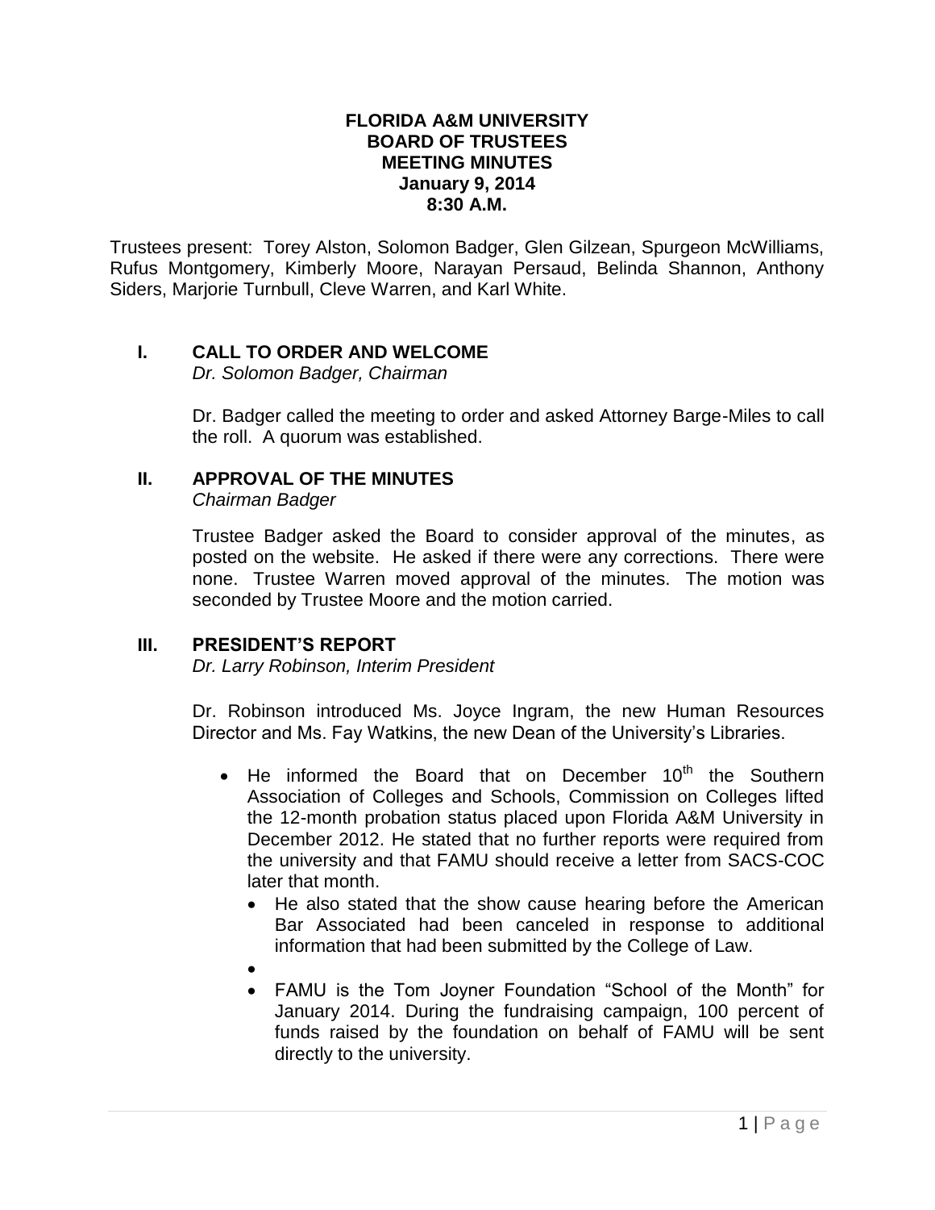# FLORIDA A&M UNIVERSITY
## BOARD OF TRUSTEES
## MEETING MINUTES
### January 9, 2014
### 8:30 A.M.

Trustees present: Torey Alston, Solomon Badger, Glen Gilzean, Spurgeon McWilliams, Rufus Montgomery, Kimberly Moore, Narayan Persaud, Belinda Shannon, Anthony Siders, Marjorie Turnbull, Cleve Warren, and Karl White.

## I. CALL TO ORDER AND WELCOME

*Dr. Solomon Badger, Chairman*

Dr. Badger called the meeting to order and asked Attorney Barge-Miles to call the roll. A quorum was established.

## II. APPROVAL OF THE MINUTES

*Chairman Badger*

Trustee Badger asked the Board to consider approval of the minutes, as posted on the website. He asked if there were any corrections. There were none. Trustee Warren moved approval of the minutes. The motion was seconded by Trustee Moore and the motion carried.

## III. PRESIDENT'S REPORT

*Dr. Larry Robinson, Interim President*

Dr. Robinson introduced Ms. Joyce Ingram, the new Human Resources Director and Ms. Fay Watkins, the new Dean of the University's Libraries.

- He informed the Board that on December 10th the Southern Association of Colleges and Schools, Commission on Colleges lifted the 12-month probation status placed upon Florida A&M University in December 2012. He stated that no further reports were required from the university and that FAMU should receive a letter from SACS-COC later that month.
  - He also stated that the show cause hearing before the American Bar Associated had been canceled in response to additional information that had been submitted by the College of Law.
  - FAMU is the Tom Joyner Foundation "School of the Month" for January 2014. During the fundraising campaign, 100 percent of funds raised by the foundation on behalf of FAMU will be sent directly to the university.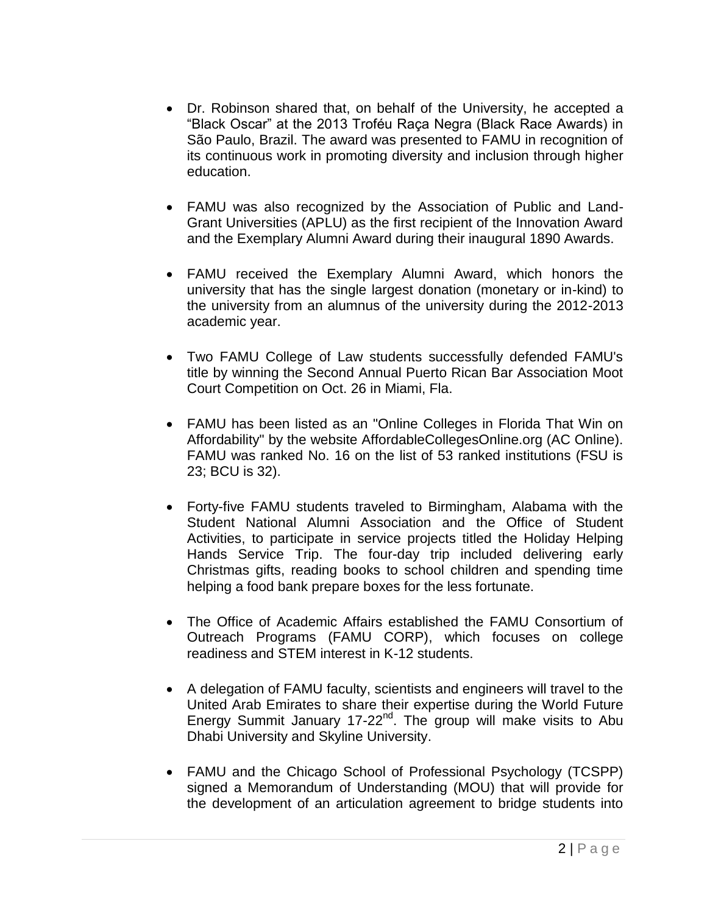- Dr. Robinson shared that, on behalf of the University, he accepted a "Black Oscar" at the 2013 Troféu Raça Negra (Black Race Awards) in São Paulo, Brazil. The award was presented to FAMU in recognition of its continuous work in promoting diversity and inclusion through higher education.

- FAMU was also recognized by the Association of Public and Land-Grant Universities (APLU) as the first recipient of the Innovation Award and the Exemplary Alumni Award during their inaugural 1890 Awards.

- FAMU received the Exemplary Alumni Award, which honors the university that has the single largest donation (monetary or in-kind) to the university from an alumnus of the university during the 2012-2013 academic year.

- Two FAMU College of Law students successfully defended FAMU's title by winning the Second Annual Puerto Rican Bar Association Moot Court Competition on Oct. 26 in Miami, Fla.

- FAMU has been listed as an "Online Colleges in Florida That Win on Affordability" by the website AffordableCollegesOnline.org (AC Online). FAMU was ranked No. 16 on the list of 53 ranked institutions (FSU is 23; BCU is 32).

- Forty-five FAMU students traveled to Birmingham, Alabama with the Student National Alumni Association and the Office of Student Activities, to participate in service projects titled the Holiday Helping Hands Service Trip. The four-day trip included delivering early Christmas gifts, reading books to school children and spending time helping a food bank prepare boxes for the less fortunate.

- The Office of Academic Affairs established the FAMU Consortium of Outreach Programs (FAMU CORP), which focuses on college readiness and STEM interest in K-12 students.

- A delegation of FAMU faculty, scientists and engineers will travel to the United Arab Emirates to share their expertise during the World Future Energy Summit January 17-22nd. The group will make visits to Abu Dhabi University and Skyline University.

- FAMU and the Chicago School of Professional Psychology (TCSPP) signed a Memorandum of Understanding (MOU) that will provide for the development of an articulation agreement to bridge students into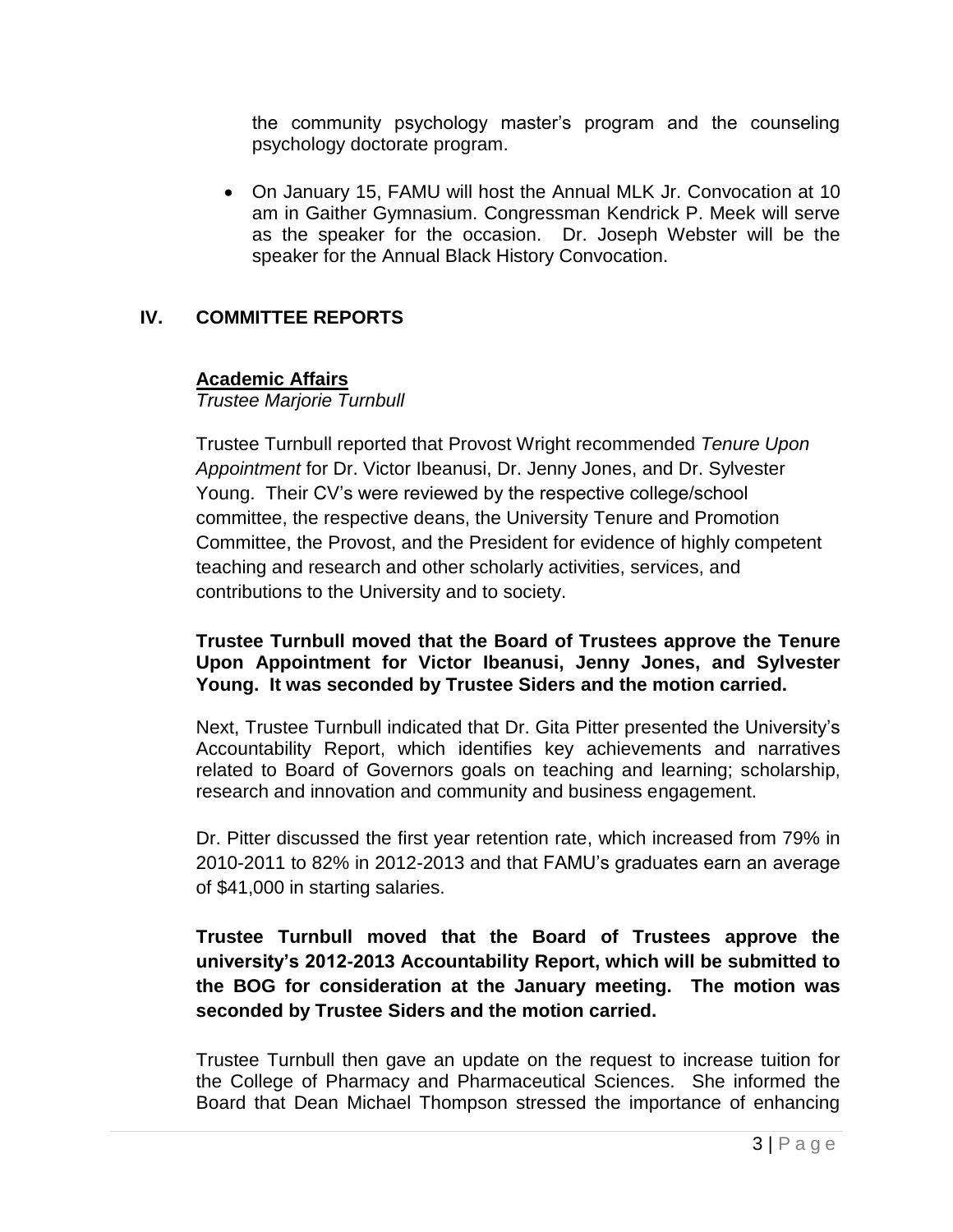the community psychology master's program and the counseling psychology doctorate program.

- On January 15, FAMU will host the Annual MLK Jr. Convocation at 10 am in Gaither Gymnasium. Congressman Kendrick P. Meek will serve as the speaker for the occasion. Dr. Joseph Webster will be the speaker for the Annual Black History Convocation.

## IV. COMMITTEE REPORTS

### Academic Affairs

*Trustee Marjorie Turnbull*

Trustee Turnbull reported that Provost Wright recommended *Tenure Upon Appointment* for Dr. Victor Ibeanusi, Dr. Jenny Jones, and Dr. Sylvester Young. Their CV's were reviewed by the respective college/school committee, the respective deans, the University Tenure and Promotion Committee, the Provost, and the President for evidence of highly competent teaching and research and other scholarly activities, services, and contributions to the University and to society.

**Trustee Turnbull moved that the Board of Trustees approve the Tenure Upon Appointment for Victor Ibeanusi, Jenny Jones, and Sylvester Young. It was seconded by Trustee Siders and the motion carried.**

Next, Trustee Turnbull indicated that Dr. Gita Pitter presented the University's Accountability Report, which identifies key achievements and narratives related to Board of Governors goals on teaching and learning; scholarship, research and innovation and community and business engagement.

Dr. Pitter discussed the first year retention rate, which increased from 79% in 2010-2011 to 82% in 2012-2013 and that FAMU's graduates earn an average of $41,000 in starting salaries.

**Trustee Turnbull moved that the Board of Trustees approve the university's 2012-2013 Accountability Report, which will be submitted to the BOG for consideration at the January meeting. The motion was seconded by Trustee Siders and the motion carried.**

Trustee Turnbull then gave an update on the request to increase tuition for the College of Pharmacy and Pharmaceutical Sciences. She informed the Board that Dean Michael Thompson stressed the importance of enhancing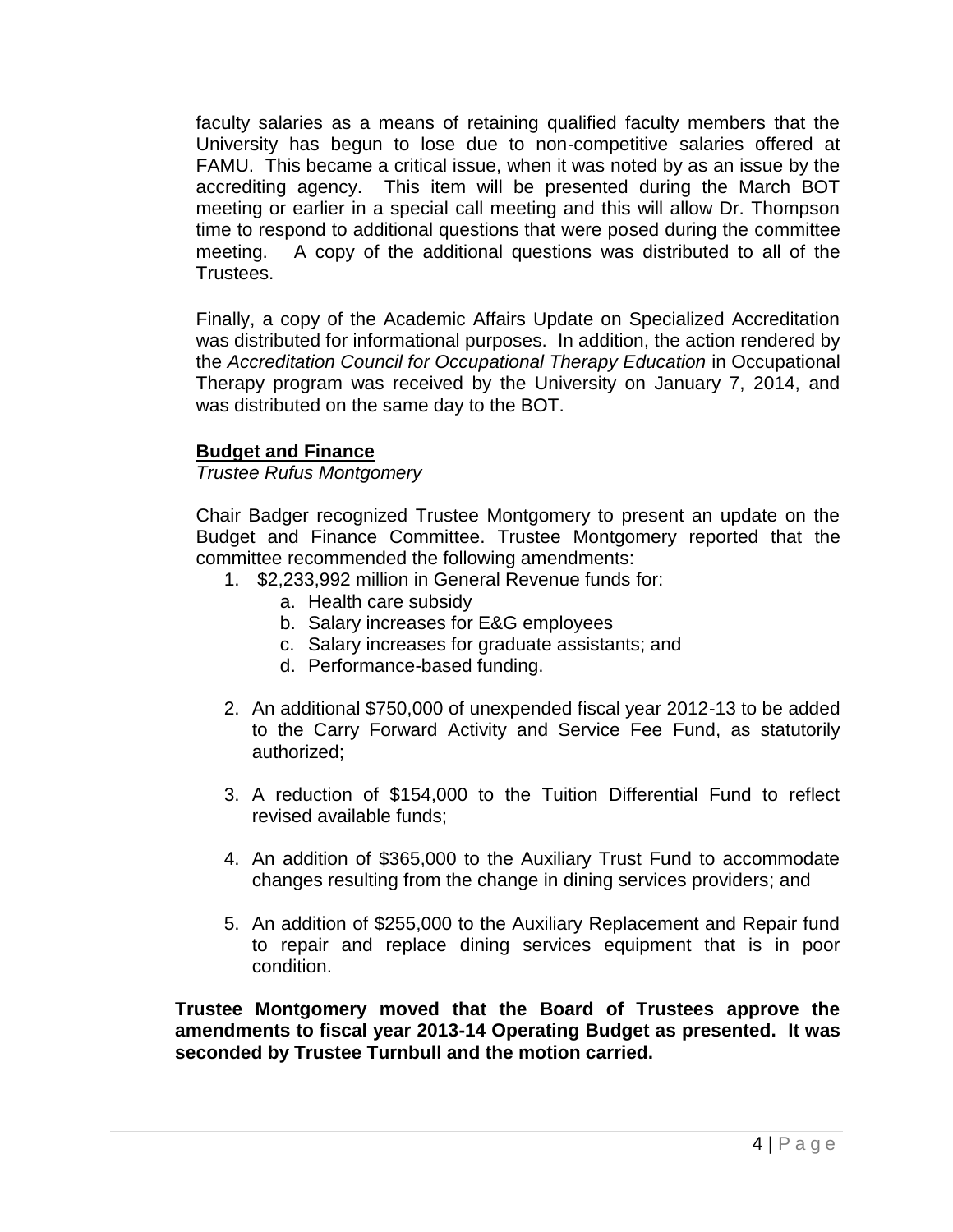faculty salaries as a means of retaining qualified faculty members that the University has begun to lose due to non-competitive salaries offered at FAMU. This became a critical issue, when it was noted by as an issue by the accrediting agency. This item will be presented during the March BOT meeting or earlier in a special call meeting and this will allow Dr. Thompson time to respond to additional questions that were posed during the committee meeting. A copy of the additional questions was distributed to all of the Trustees.

Finally, a copy of the Academic Affairs Update on Specialized Accreditation was distributed for informational purposes. In addition, the action rendered by the *Accreditation Council for Occupational Therapy Education* in Occupational Therapy program was received by the University on January 7, 2014, and was distributed on the same day to the BOT.

**Budget and Finance**

*Trustee Rufus Montgomery*

Chair Badger recognized Trustee Montgomery to present an update on the Budget and Finance Committee. Trustee Montgomery reported that the committee recommended the following amendments:

1. $2,233,992 million in General Revenue funds for:
    a. Health care subsidy
    b. Salary increases for E&G employees
    c. Salary increases for graduate assistants; and
    d. Performance-based funding.

2. An additional $750,000 of unexpended fiscal year 2012-13 to be added to the Carry Forward Activity and Service Fee Fund, as statutorily authorized;

3. A reduction of $154,000 to the Tuition Differential Fund to reflect revised available funds;

4. An addition of $365,000 to the Auxiliary Trust Fund to accommodate changes resulting from the change in dining services providers; and

5. An addition of $255,000 to the Auxiliary Replacement and Repair fund to repair and replace dining services equipment that is in poor condition.

**Trustee Montgomery moved that the Board of Trustees approve the amendments to fiscal year 2013-14 Operating Budget as presented. It was seconded by Trustee Turnbull and the motion carried.**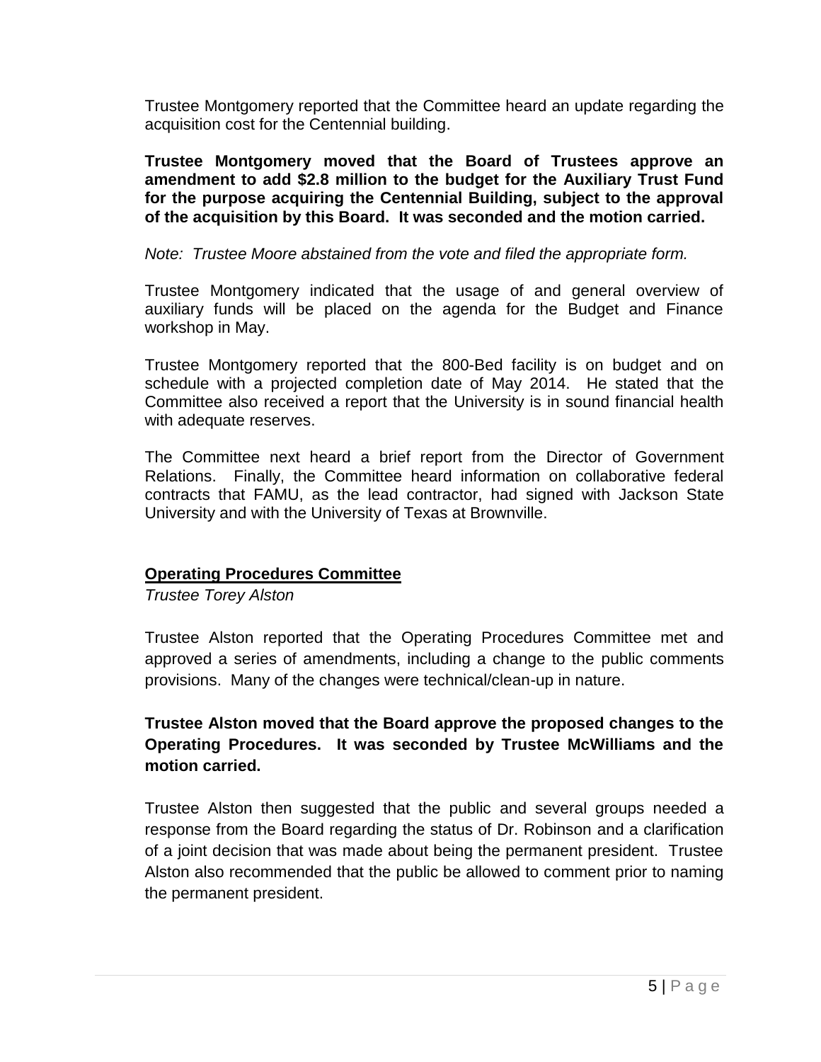Trustee Montgomery reported that the Committee heard an update regarding the acquisition cost for the Centennial building.

**Trustee Montgomery moved that the Board of Trustees approve an amendment to add $2.8 million to the budget for the Auxiliary Trust Fund for the purpose acquiring the Centennial Building, subject to the approval of the acquisition by this Board. It was seconded and the motion carried.**

*Note: Trustee Moore abstained from the vote and filed the appropriate form.*

Trustee Montgomery indicated that the usage of and general overview of auxiliary funds will be placed on the agenda for the Budget and Finance workshop in May.

Trustee Montgomery reported that the 800-Bed facility is on budget and on schedule with a projected completion date of May 2014. He stated that the Committee also received a report that the University is in sound financial health with adequate reserves.

The Committee next heard a brief report from the Director of Government Relations. Finally, the Committee heard information on collaborative federal contracts that FAMU, as the lead contractor, had signed with Jackson State University and with the University of Texas at Brownville.

**<u>Operating Procedures Committee</u>**

*Trustee Torey Alston*

Trustee Alston reported that the Operating Procedures Committee met and approved a series of amendments, including a change to the public comments provisions. Many of the changes were technical/clean-up in nature.

**Trustee Alston moved that the Board approve the proposed changes to the Operating Procedures. It was seconded by Trustee McWilliams and the motion carried.**

Trustee Alston then suggested that the public and several groups needed a response from the Board regarding the status of Dr. Robinson and a clarification of a joint decision that was made about being the permanent president. Trustee Alston also recommended that the public be allowed to comment prior to naming the permanent president.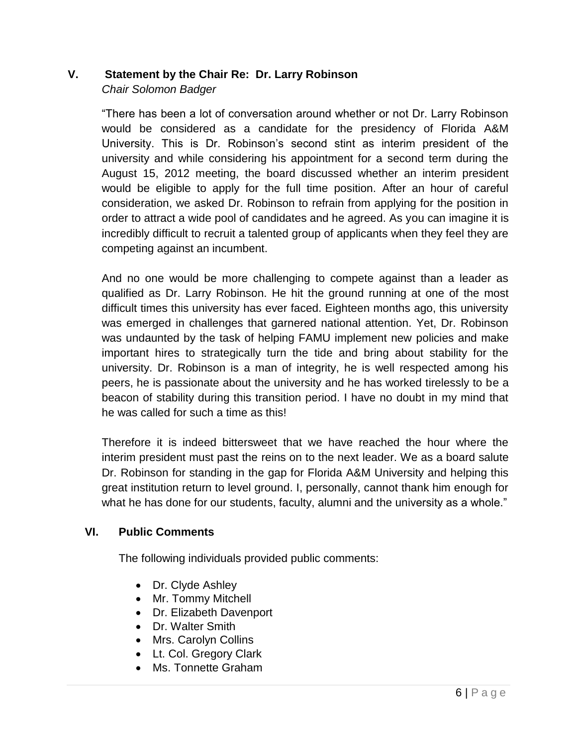## V. Statement by the Chair Re: Dr. Larry Robinson

*Chair Solomon Badger*

"There has been a lot of conversation around whether or not Dr. Larry Robinson would be considered as a candidate for the presidency of Florida A&M University. This is Dr. Robinson's second stint as interim president of the university and while considering his appointment for a second term during the August 15, 2012 meeting, the board discussed whether an interim president would be eligible to apply for the full time position. After an hour of careful consideration, we asked Dr. Robinson to refrain from applying for the position in order to attract a wide pool of candidates and he agreed. As you can imagine it is incredibly difficult to recruit a talented group of applicants when they feel they are competing against an incumbent.

And no one would be more challenging to compete against than a leader as qualified as Dr. Larry Robinson. He hit the ground running at one of the most difficult times this university has ever faced. Eighteen months ago, this university was emerged in challenges that garnered national attention. Yet, Dr. Robinson was undaunted by the task of helping FAMU implement new policies and make important hires to strategically turn the tide and bring about stability for the university. Dr. Robinson is a man of integrity, he is well respected among his peers, he is passionate about the university and he has worked tirelessly to be a beacon of stability during this transition period. I have no doubt in my mind that he was called for such a time as this!

Therefore it is indeed bittersweet that we have reached the hour where the interim president must past the reins on to the next leader. We as a board salute Dr. Robinson for standing in the gap for Florida A&M University and helping this great institution return to level ground. I, personally, cannot thank him enough for what he has done for our students, faculty, alumni and the university as a whole."

## VI. Public Comments

The following individuals provided public comments:

- Dr. Clyde Ashley
- Mr. Tommy Mitchell
- Dr. Elizabeth Davenport
- Dr. Walter Smith
- Mrs. Carolyn Collins
- Lt. Col. Gregory Clark
- Ms. Tonnette Graham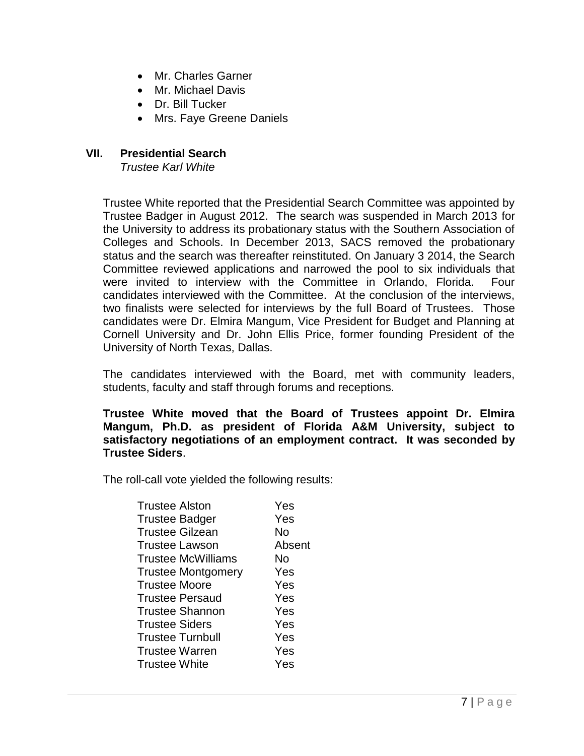- Mr. Charles Garner
- Mr. Michael Davis
- Dr. Bill Tucker
- Mrs. Faye Greene Daniels

## VII. Presidential Search

*Trustee Karl White*

Trustee White reported that the Presidential Search Committee was appointed by Trustee Badger in August 2012. The search was suspended in March 2013 for the University to address its probationary status with the Southern Association of Colleges and Schools. In December 2013, SACS removed the probationary status and the search was thereafter reinstituted. On January 3 2014, the Search Committee reviewed applications and narrowed the pool to six individuals that were invited to interview with the Committee in Orlando, Florida. Four candidates interviewed with the Committee. At the conclusion of the interviews, two finalists were selected for interviews by the full Board of Trustees. Those candidates were Dr. Elmira Mangum, Vice President for Budget and Planning at Cornell University and Dr. John Ellis Price, former founding President of the University of North Texas, Dallas.

The candidates interviewed with the Board, met with community leaders, students, faculty and staff through forums and receptions.

**Trustee White moved that the Board of Trustees appoint Dr. Elmira Mangum, Ph.D. as president of Florida A&M University, subject to satisfactory negotiations of an employment contract. It was seconded by Trustee Siders**.

The roll-call vote yielded the following results:

| | |
|---|---|
| Trustee Alston | Yes |
| Trustee Badger | Yes |
| Trustee Gilzean | No |
| Trustee Lawson | Absent |
| Trustee McWilliams | No |
| Trustee Montgomery | Yes |
| Trustee Moore | Yes |
| Trustee Persaud | Yes |
| Trustee Shannon | Yes |
| Trustee Siders | Yes |
| Trustee Turnbull | Yes |
| Trustee Warren | Yes |
| Trustee White | Yes |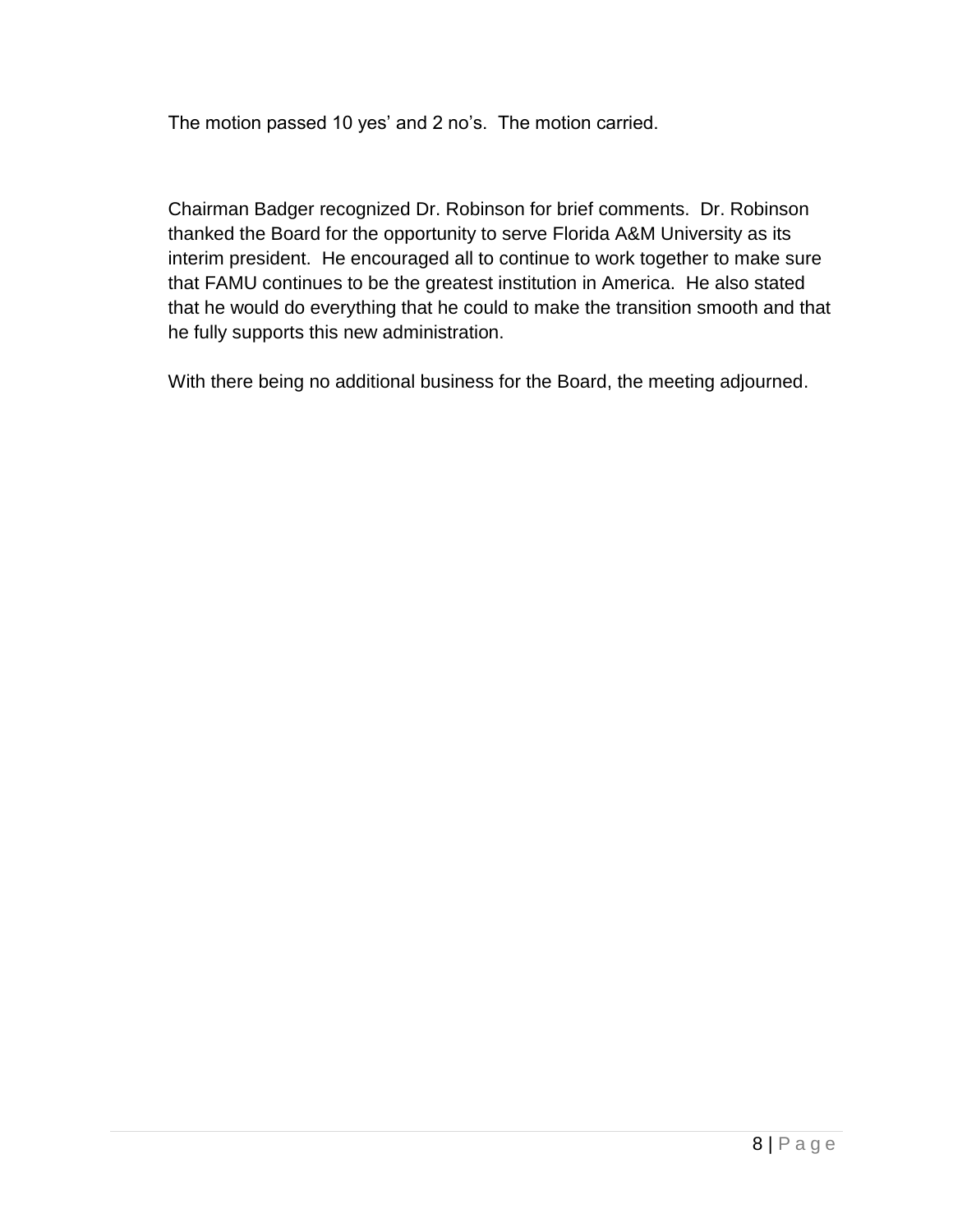The motion passed 10 yes' and 2 no's. The motion carried.

Chairman Badger recognized Dr. Robinson for brief comments. Dr. Robinson thanked the Board for the opportunity to serve Florida A&M University as its interim president. He encouraged all to continue to work together to make sure that FAMU continues to be the greatest institution in America. He also stated that he would do everything that he could to make the transition smooth and that he fully supports this new administration.

With there being no additional business for the Board, the meeting adjourned.